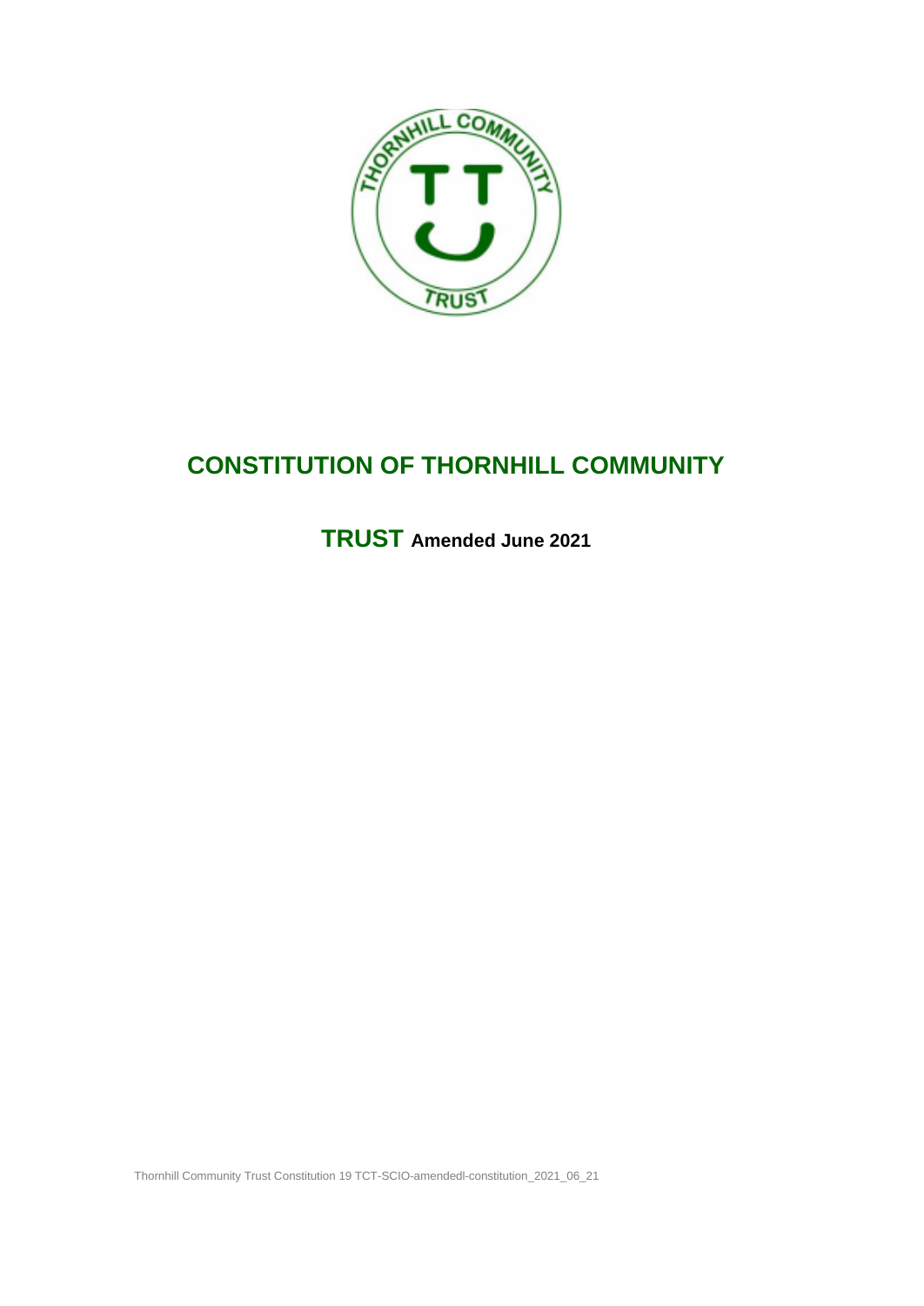# CONSTITUTION OF THORNHILL COMMUNITY

## TRUST **Amended June 2021**

Thornhill Community Trust Constitution 19 TCT-SCIO-amendedl-constitution_2021_06_21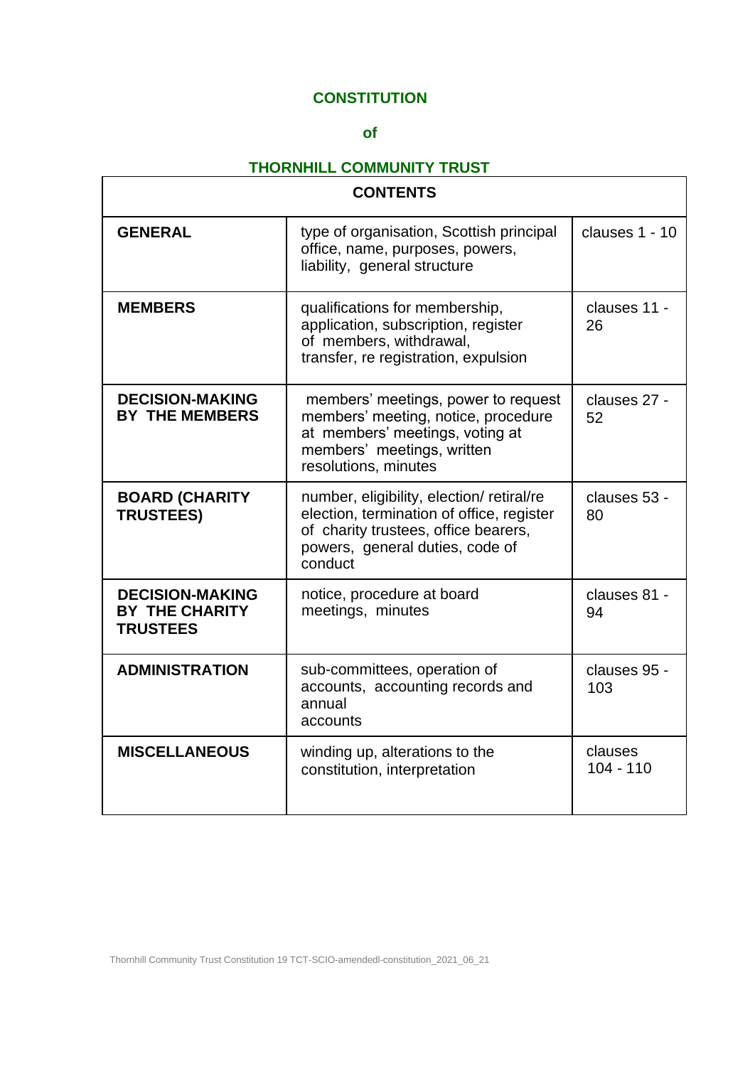# CONSTITUTION

## of

## THORNHILL COMMUNITY TRUST

| CONTENTS | | |
|---|---|---|
| **GENERAL** | type of organisation, Scottish principal office, name, purposes, powers, liability, general structure | clauses 1 - 10 |
| **MEMBERS** | qualifications for membership, application, subscription, register of members, withdrawal, transfer, re registration, expulsion | clauses 11 - 26 |
| **DECISION-MAKING BY THE MEMBERS** | members' meetings, power to request members' meeting, notice, procedure at members' meetings, voting at members' meetings, written resolutions, minutes | clauses 27 - 52 |
| **BOARD (CHARITY TRUSTEES)** | number, eligibility, election/ retiral/re election, termination of office, register of charity trustees, office bearers, powers, general duties, code of conduct | clauses 53 - 80 |
| **DECISION-MAKING BY THE CHARITY TRUSTEES** | notice, procedure at board meetings, minutes | clauses 81 - 94 |
| **ADMINISTRATION** | sub-committees, operation of accounts, accounting records and annual accounts | clauses 95 - 103 |
| **MISCELLANEOUS** | winding up, alterations to the constitution, interpretation | clauses 104 - 110 |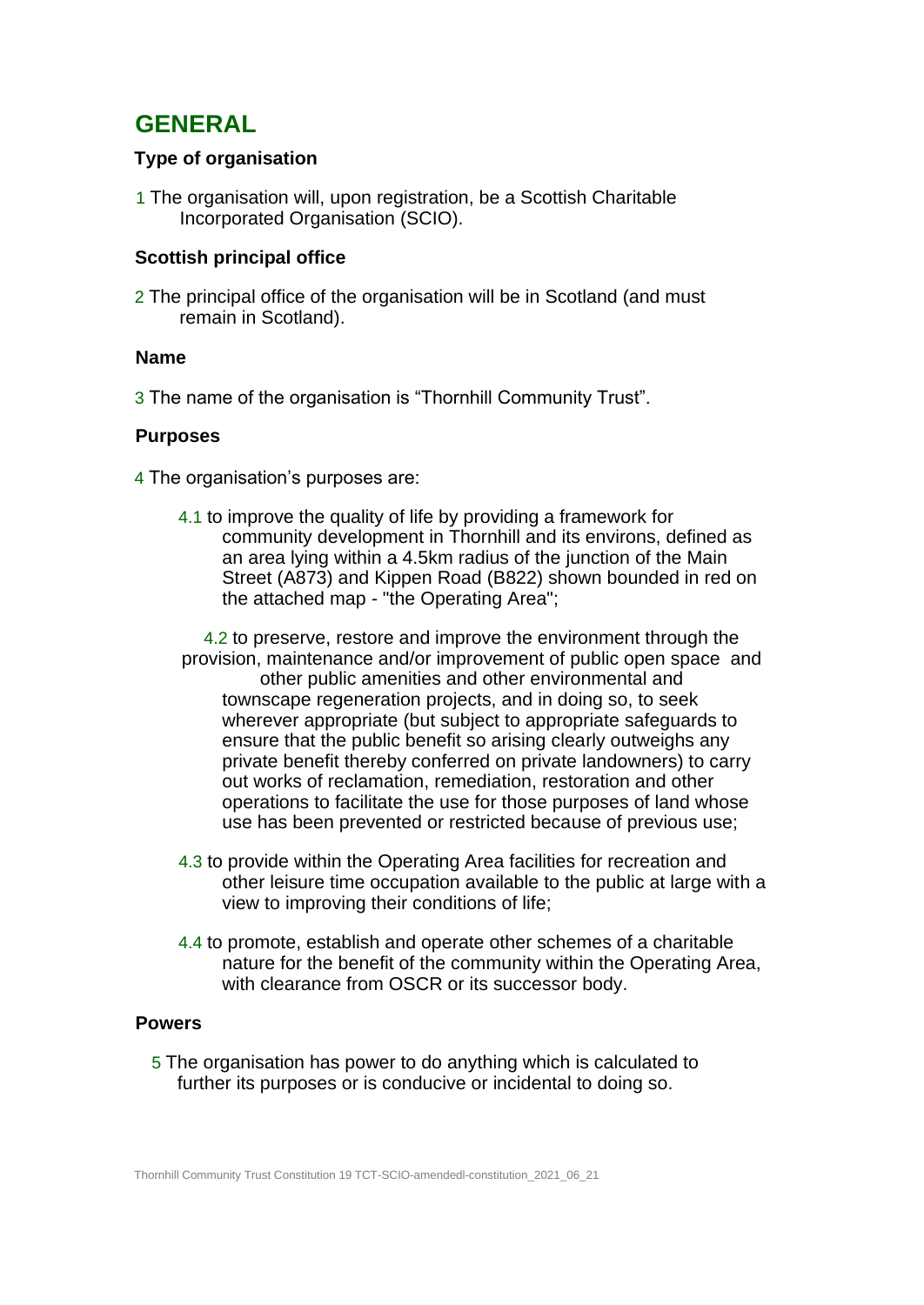# GENERAL

**Type of organisation**

1 The organisation will, upon registration, be a Scottish Charitable Incorporated Organisation (SCIO).

**Scottish principal office**

2 The principal office of the organisation will be in Scotland (and must remain in Scotland).

**Name**

3 The name of the organisation is “Thornhill Community Trust”.

**Purposes**

4 The organisation’s purposes are:

4.1 to improve the quality of life by providing a framework for community development in Thornhill and its environs, defined as an area lying within a 4.5km radius of the junction of the Main Street (A873) and Kippen Road (B822) shown bounded in red on the attached map - "the Operating Area";

4.2 to preserve, restore and improve the environment through the provision, maintenance and/or improvement of public open space and other public amenities and other environmental and townscape regeneration projects, and in doing so, to seek wherever appropriate (but subject to appropriate safeguards to ensure that the public benefit so arising clearly outweighs any private benefit thereby conferred on private landowners) to carry out works of reclamation, remediation, restoration and other operations to facilitate the use for those purposes of land whose use has been prevented or restricted because of previous use;

4.3 to provide within the Operating Area facilities for recreation and other leisure time occupation available to the public at large with a view to improving their conditions of life;

4.4 to promote, establish and operate other schemes of a charitable nature for the benefit of the community within the Operating Area, with clearance from OSCR or its successor body.

**Powers**

5 The organisation has power to do anything which is calculated to further its purposes or is conducive or incidental to doing so.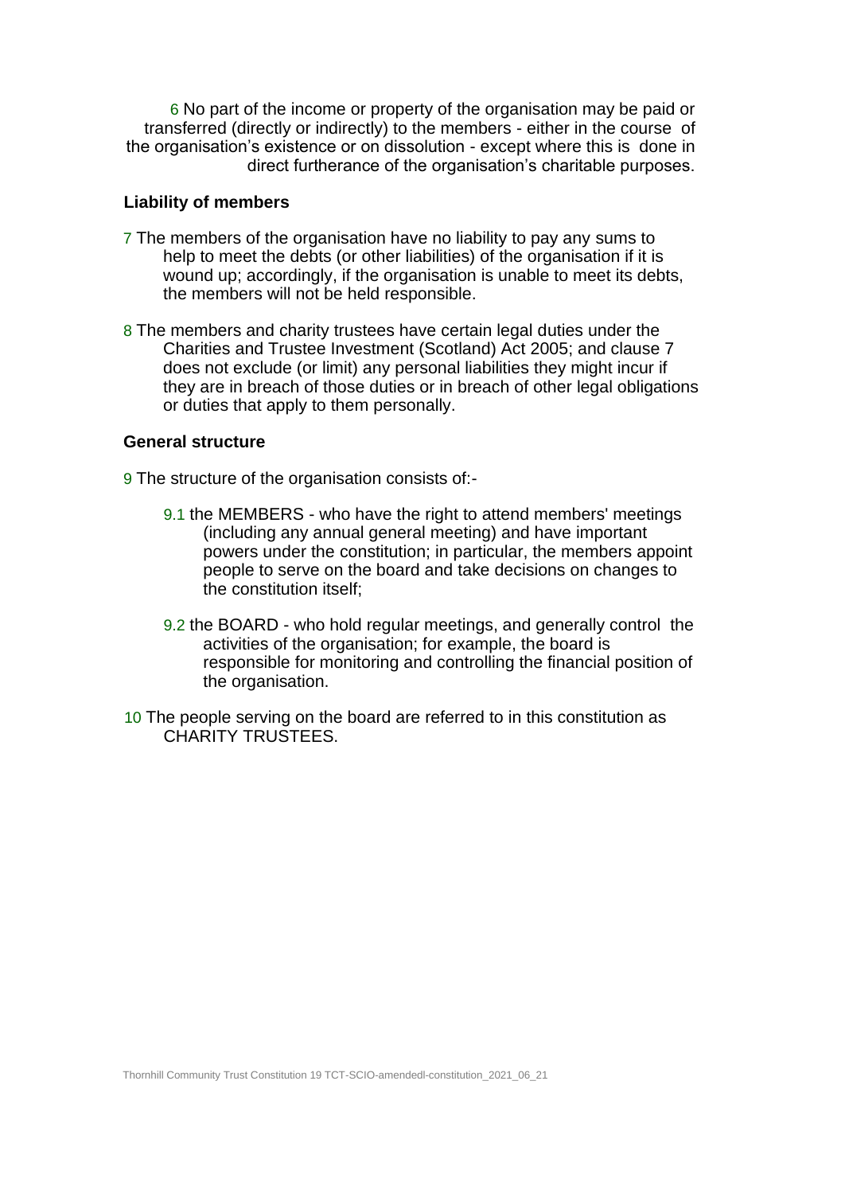6 No part of the income or property of the organisation may be paid or transferred (directly or indirectly) to the members - either in the course of the organisation's existence or on dissolution - except where this is done in direct furtherance of the organisation's charitable purposes.

**Liability of members**

7 The members of the organisation have no liability to pay any sums to help to meet the debts (or other liabilities) of the organisation if it is wound up; accordingly, if the organisation is unable to meet its debts, the members will not be held responsible.

8 The members and charity trustees have certain legal duties under the Charities and Trustee Investment (Scotland) Act 2005; and clause 7 does not exclude (or limit) any personal liabilities they might incur if they are in breach of those duties or in breach of other legal obligations or duties that apply to them personally.

**General structure**

9 The structure of the organisation consists of:-

9.1 the MEMBERS - who have the right to attend members' meetings (including any annual general meeting) and have important powers under the constitution; in particular, the members appoint people to serve on the board and take decisions on changes to the constitution itself;

9.2 the BOARD - who hold regular meetings, and generally control the activities of the organisation; for example, the board is responsible for monitoring and controlling the financial position of the organisation.

10 The people serving on the board are referred to in this constitution as CHARITY TRUSTEES.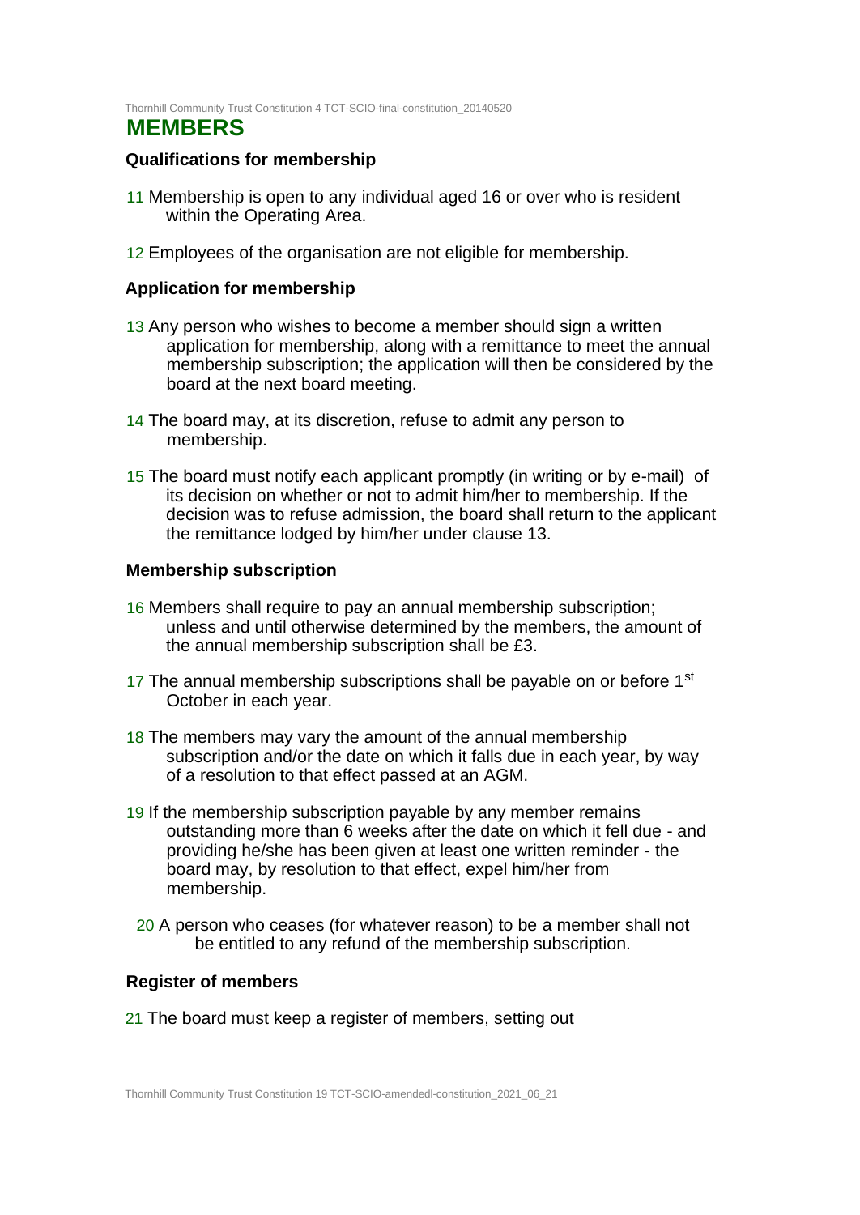## MEMBERS

### Qualifications for membership

11 Membership is open to any individual aged 16 or over who is resident within the Operating Area.

12 Employees of the organisation are not eligible for membership.

### Application for membership

13 Any person who wishes to become a member should sign a written application for membership, along with a remittance to meet the annual membership subscription; the application will then be considered by the board at the next board meeting.

14 The board may, at its discretion, refuse to admit any person to membership.

15 The board must notify each applicant promptly (in writing or by e-mail) of its decision on whether or not to admit him/her to membership. If the decision was to refuse admission, the board shall return to the applicant the remittance lodged by him/her under clause 13.

### Membership subscription

16 Members shall require to pay an annual membership subscription; unless and until otherwise determined by the members, the amount of the annual membership subscription shall be £3.

17 The annual membership subscriptions shall be payable on or before 1st October in each year.

18 The members may vary the amount of the annual membership subscription and/or the date on which it falls due in each year, by way of a resolution to that effect passed at an AGM.

19 If the membership subscription payable by any member remains outstanding more than 6 weeks after the date on which it fell due - and providing he/she has been given at least one written reminder - the board may, by resolution to that effect, expel him/her from membership.

20 A person who ceases (for whatever reason) to be a member shall not be entitled to any refund of the membership subscription.

### Register of members

21 The board must keep a register of members, setting out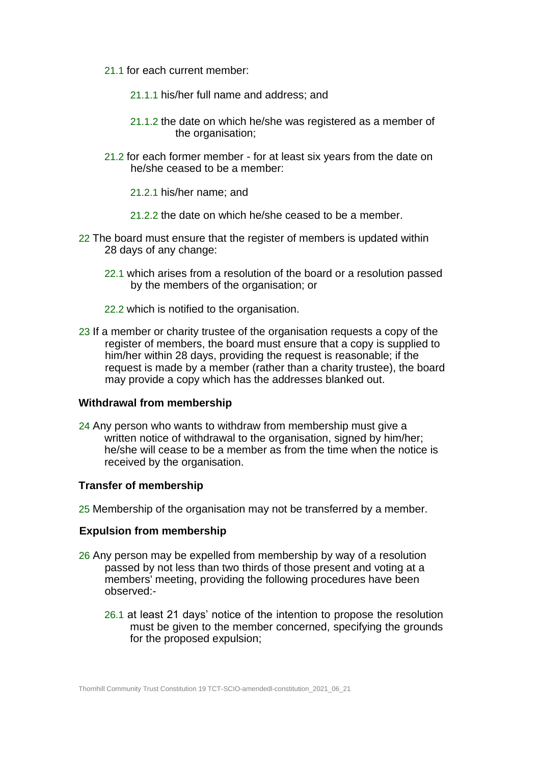21.1 for each current member:

21.1.1 his/her full name and address; and

21.1.2 the date on which he/she was registered as a member of the organisation;

21.2 for each former member - for at least six years from the date on he/she ceased to be a member:

21.2.1 his/her name; and

21.2.2 the date on which he/she ceased to be a member.

22 The board must ensure that the register of members is updated within 28 days of any change:

22.1 which arises from a resolution of the board or a resolution passed by the members of the organisation; or

22.2 which is notified to the organisation.

23 If a member or charity trustee of the organisation requests a copy of the register of members, the board must ensure that a copy is supplied to him/her within 28 days, providing the request is reasonable; if the request is made by a member (rather than a charity trustee), the board may provide a copy which has the addresses blanked out.

**Withdrawal from membership**

24 Any person who wants to withdraw from membership must give a written notice of withdrawal to the organisation, signed by him/her; he/she will cease to be a member as from the time when the notice is received by the organisation.

**Transfer of membership**

25 Membership of the organisation may not be transferred by a member.

**Expulsion from membership**

26 Any person may be expelled from membership by way of a resolution passed by not less than two thirds of those present and voting at a members' meeting, providing the following procedures have been observed:-

26.1 at least 21 days' notice of the intention to propose the resolution must be given to the member concerned, specifying the grounds for the proposed expulsion;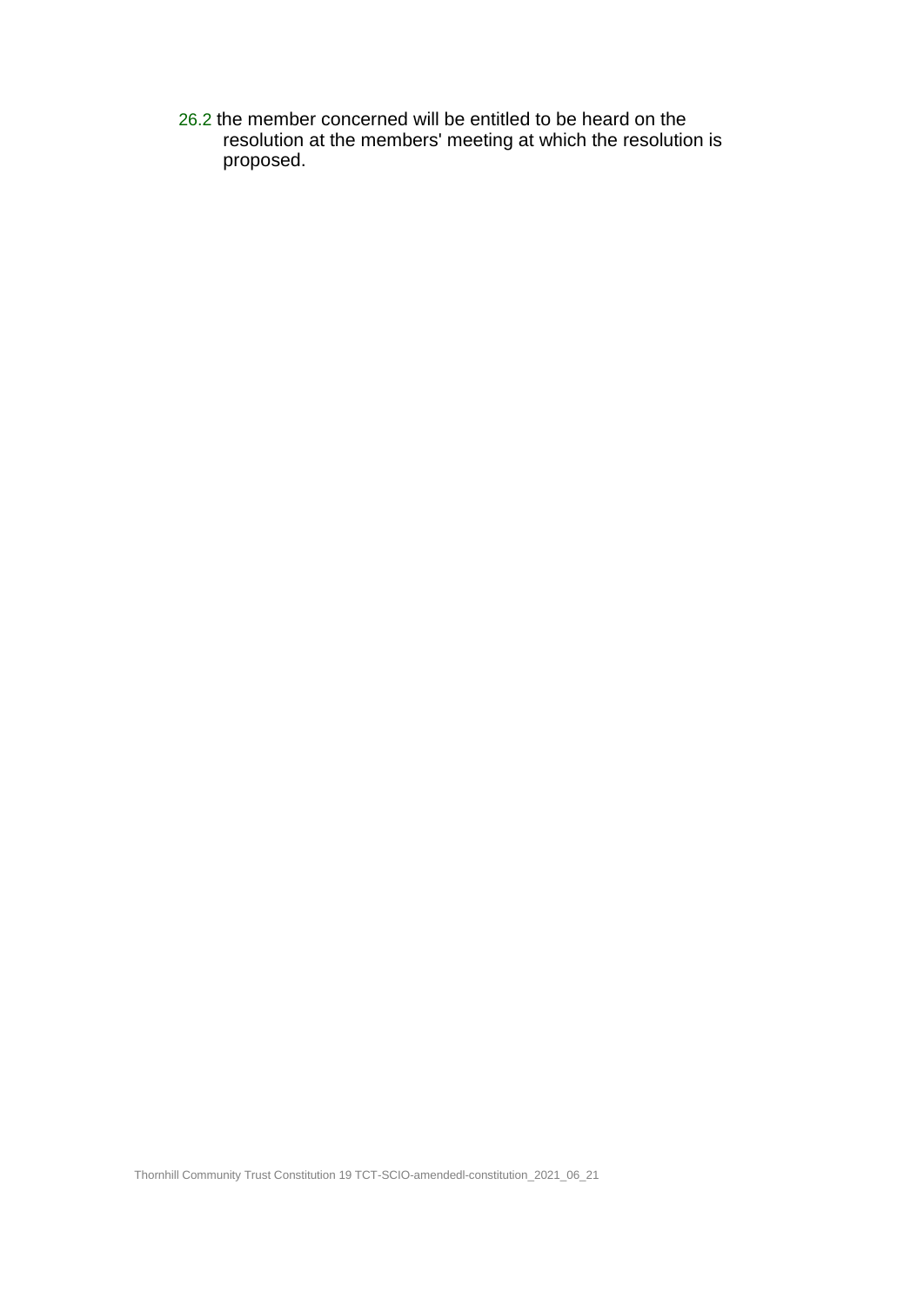26.2 the member concerned will be entitled to be heard on the resolution at the members' meeting at which the resolution is proposed.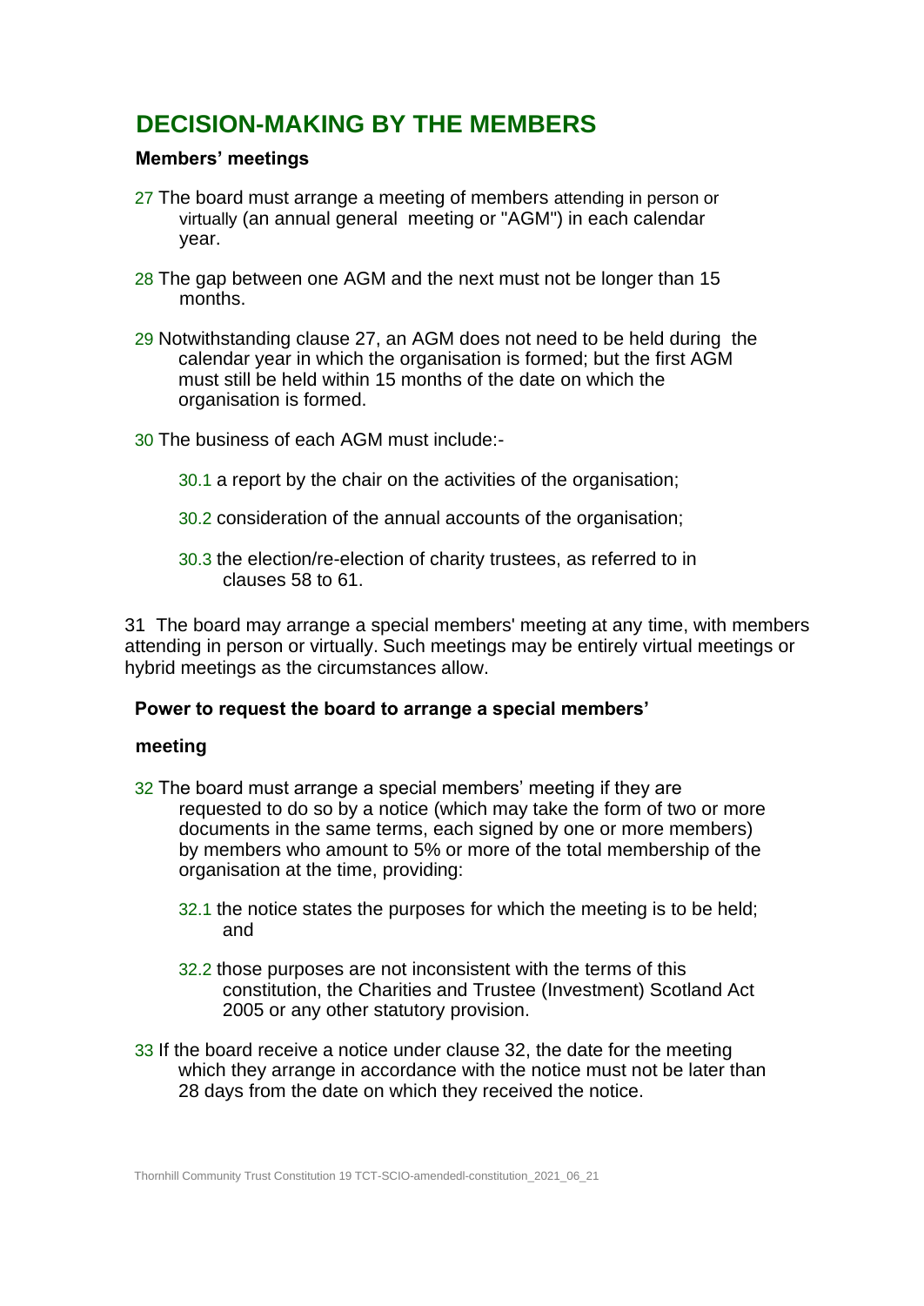## DECISION-MAKING BY THE MEMBERS

### Members' meetings

27 The board must arrange a meeting of members attending in person or virtually (an annual general meeting or "AGM") in each calendar year.

28 The gap between one AGM and the next must not be longer than 15 months.

29 Notwithstanding clause 27, an AGM does not need to be held during the calendar year in which the organisation is formed; but the first AGM must still be held within 15 months of the date on which the organisation is formed.

30 The business of each AGM must include:-

30.1 a report by the chair on the activities of the organisation;

30.2 consideration of the annual accounts of the organisation;

30.3 the election/re-election of charity trustees, as referred to in clauses 58 to 61.

31 The board may arrange a special members' meeting at any time, with members attending in person or virtually. Such meetings may be entirely virtual meetings or hybrid meetings as the circumstances allow.

### Power to request the board to arrange a special members' meeting

32 The board must arrange a special members' meeting if they are requested to do so by a notice (which may take the form of two or more documents in the same terms, each signed by one or more members) by members who amount to 5% or more of the total membership of the organisation at the time, providing:

32.1 the notice states the purposes for which the meeting is to be held; and

32.2 those purposes are not inconsistent with the terms of this constitution, the Charities and Trustee (Investment) Scotland Act 2005 or any other statutory provision.

33 If the board receive a notice under clause 32, the date for the meeting which they arrange in accordance with the notice must not be later than 28 days from the date on which they received the notice.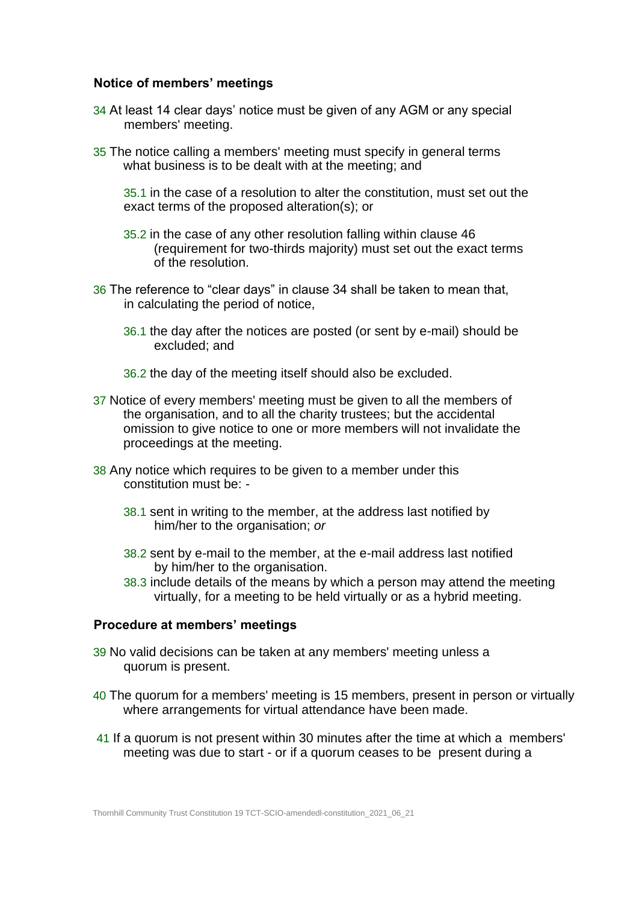### Notice of members' meetings

34 At least 14 clear days' notice must be given of any AGM or any special members' meeting.

35 The notice calling a members' meeting must specify in general terms what business is to be dealt with at the meeting; and

35.1 in the case of a resolution to alter the constitution, must set out the exact terms of the proposed alteration(s); or

35.2 in the case of any other resolution falling within clause 46 (requirement for two-thirds majority) must set out the exact terms of the resolution.

36 The reference to "clear days" in clause 34 shall be taken to mean that, in calculating the period of notice,

36.1 the day after the notices are posted (or sent by e-mail) should be excluded; and

36.2 the day of the meeting itself should also be excluded.

37 Notice of every members' meeting must be given to all the members of the organisation, and to all the charity trustees; but the accidental omission to give notice to one or more members will not invalidate the proceedings at the meeting.

38 Any notice which requires to be given to a member under this constitution must be: -

38.1 sent in writing to the member, at the address last notified by him/her to the organisation; *or*

38.2 sent by e-mail to the member, at the e-mail address last notified by him/her to the organisation.

38.3 include details of the means by which a person may attend the meeting virtually, for a meeting to be held virtually or as a hybrid meeting.

### Procedure at members' meetings

39 No valid decisions can be taken at any members' meeting unless a quorum is present.

40 The quorum for a members' meeting is 15 members, present in person or virtually where arrangements for virtual attendance have been made.

41 If a quorum is not present within 30 minutes after the time at which a members' meeting was due to start - or if a quorum ceases to be present during a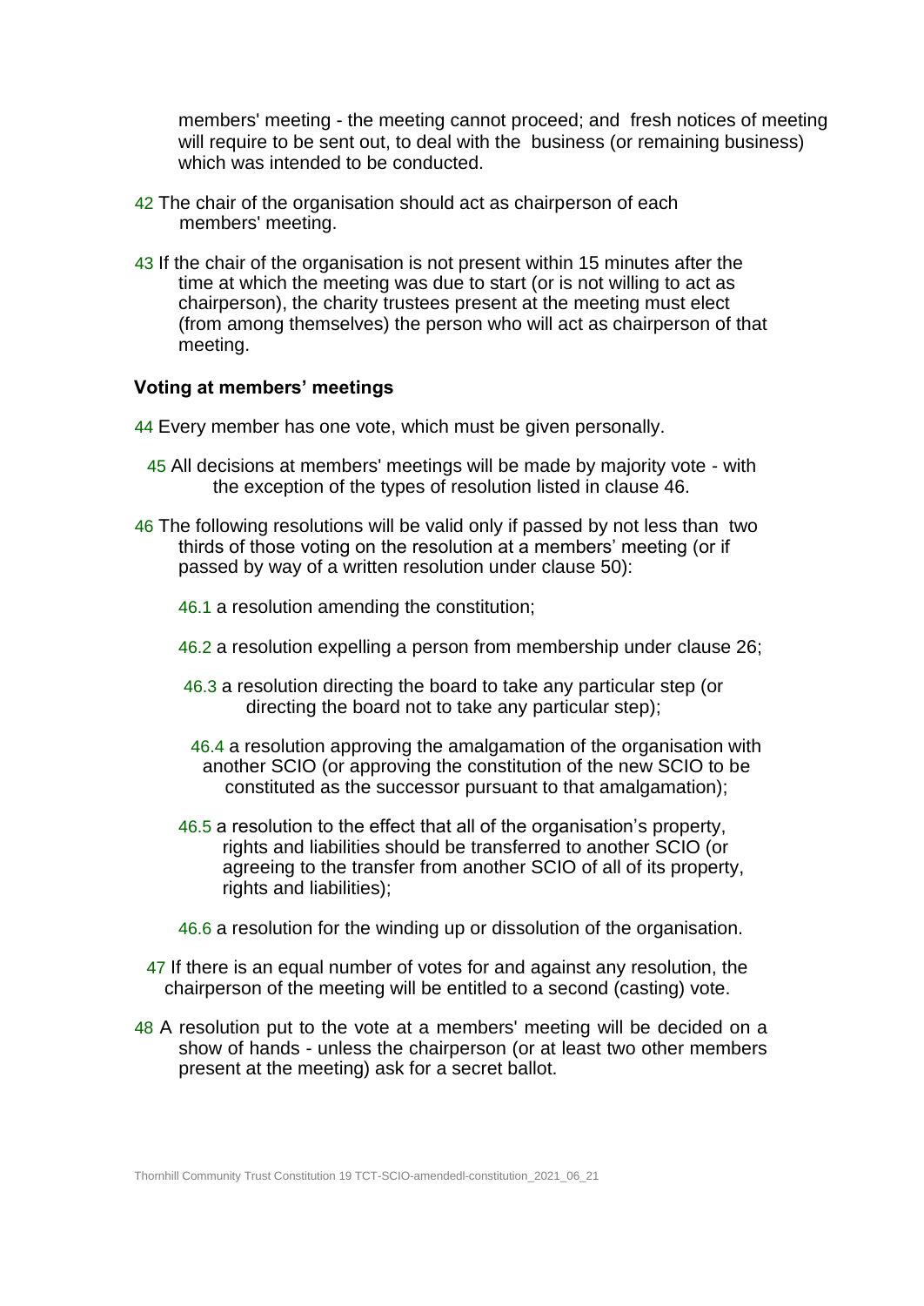members' meeting - the meeting cannot proceed; and fresh notices of meeting will require to be sent out, to deal with the business (or remaining business) which was intended to be conducted.

42 The chair of the organisation should act as chairperson of each members' meeting.

43 If the chair of the organisation is not present within 15 minutes after the time at which the meeting was due to start (or is not willing to act as chairperson), the charity trustees present at the meeting must elect (from among themselves) the person who will act as chairperson of that meeting.

**Voting at members' meetings**

44 Every member has one vote, which must be given personally.

45 All decisions at members' meetings will be made by majority vote - with the exception of the types of resolution listed in clause 46.

46 The following resolutions will be valid only if passed by not less than two thirds of those voting on the resolution at a members' meeting (or if passed by way of a written resolution under clause 50):

46.1 a resolution amending the constitution;

46.2 a resolution expelling a person from membership under clause 26;

46.3 a resolution directing the board to take any particular step (or directing the board not to take any particular step);

46.4 a resolution approving the amalgamation of the organisation with another SCIO (or approving the constitution of the new SCIO to be constituted as the successor pursuant to that amalgamation);

46.5 a resolution to the effect that all of the organisation's property, rights and liabilities should be transferred to another SCIO (or agreeing to the transfer from another SCIO of all of its property, rights and liabilities);

46.6 a resolution for the winding up or dissolution of the organisation.

47 If there is an equal number of votes for and against any resolution, the chairperson of the meeting will be entitled to a second (casting) vote.

48 A resolution put to the vote at a members' meeting will be decided on a show of hands - unless the chairperson (or at least two other members present at the meeting) ask for a secret ballot.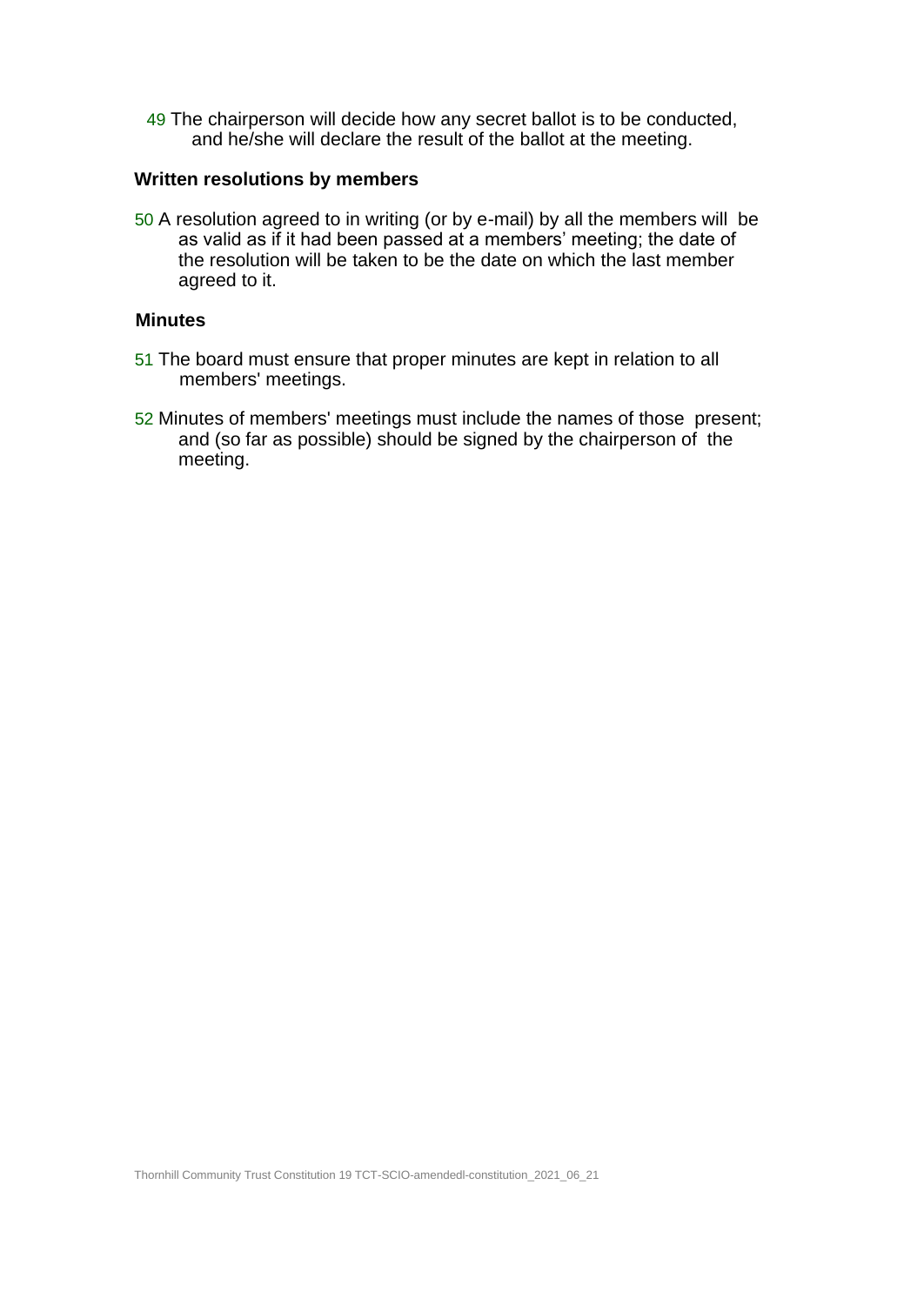49 The chairperson will decide how any secret ballot is to be conducted, and he/she will declare the result of the ballot at the meeting.

**Written resolutions by members**

50 A resolution agreed to in writing (or by e-mail) by all the members will be as valid as if it had been passed at a members' meeting; the date of the resolution will be taken to be the date on which the last member agreed to it.

**Minutes**

51 The board must ensure that proper minutes are kept in relation to all members' meetings.

52 Minutes of members' meetings must include the names of those present; and (so far as possible) should be signed by the chairperson of the meeting.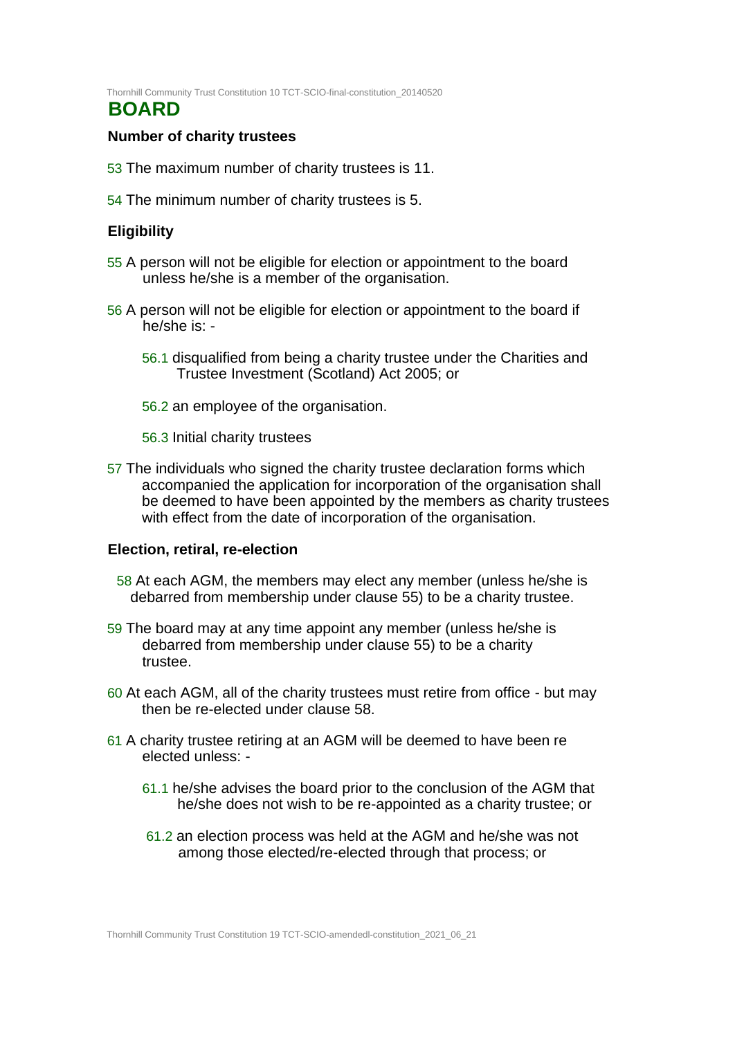## BOARD

### Number of charity trustees

53 The maximum number of charity trustees is 11.

54 The minimum number of charity trustees is 5.

### Eligibility

55 A person will not be eligible for election or appointment to the board unless he/she is a member of the organisation.

56 A person will not be eligible for election or appointment to the board if he/she is: -

56.1 disqualified from being a charity trustee under the Charities and Trustee Investment (Scotland) Act 2005; or

56.2 an employee of the organisation.

56.3 Initial charity trustees

57 The individuals who signed the charity trustee declaration forms which accompanied the application for incorporation of the organisation shall be deemed to have been appointed by the members as charity trustees with effect from the date of incorporation of the organisation.

### Election, retiral, re-election

58 At each AGM, the members may elect any member (unless he/she is debarred from membership under clause 55) to be a charity trustee.

59 The board may at any time appoint any member (unless he/she is debarred from membership under clause 55) to be a charity trustee.

60 At each AGM, all of the charity trustees must retire from office - but may then be re-elected under clause 58.

61 A charity trustee retiring at an AGM will be deemed to have been re elected unless: -

61.1 he/she advises the board prior to the conclusion of the AGM that he/she does not wish to be re-appointed as a charity trustee; or

61.2 an election process was held at the AGM and he/she was not among those elected/re-elected through that process; or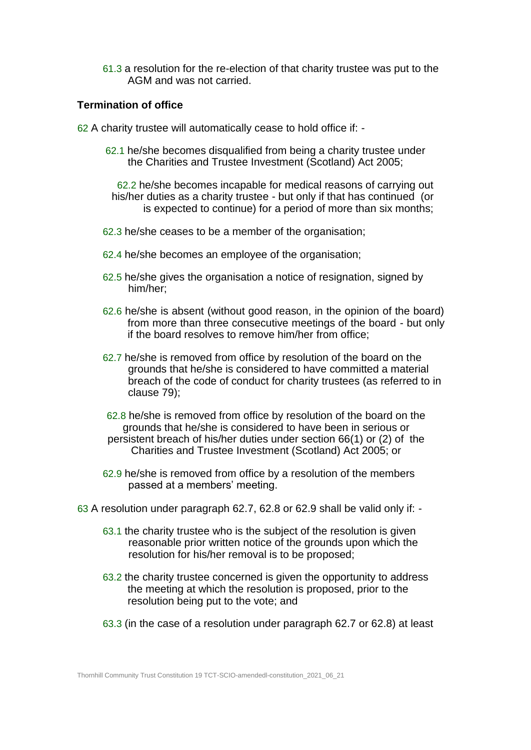61.3 a resolution for the re-election of that charity trustee was put to the AGM and was not carried.

### Termination of office

62 A charity trustee will automatically cease to hold office if: -

62.1 he/she becomes disqualified from being a charity trustee under the Charities and Trustee Investment (Scotland) Act 2005;

62.2 he/she becomes incapable for medical reasons of carrying out his/her duties as a charity trustee - but only if that has continued (or is expected to continue) for a period of more than six months;

62.3 he/she ceases to be a member of the organisation;

62.4 he/she becomes an employee of the organisation;

62.5 he/she gives the organisation a notice of resignation, signed by him/her;

62.6 he/she is absent (without good reason, in the opinion of the board) from more than three consecutive meetings of the board - but only if the board resolves to remove him/her from office;

62.7 he/she is removed from office by resolution of the board on the grounds that he/she is considered to have committed a material breach of the code of conduct for charity trustees (as referred to in clause 79);

62.8 he/she is removed from office by resolution of the board on the grounds that he/she is considered to have been in serious or persistent breach of his/her duties under section 66(1) or (2) of the Charities and Trustee Investment (Scotland) Act 2005; or

62.9 he/she is removed from office by a resolution of the members passed at a members' meeting.

63 A resolution under paragraph 62.7, 62.8 or 62.9 shall be valid only if: -

63.1 the charity trustee who is the subject of the resolution is given reasonable prior written notice of the grounds upon which the resolution for his/her removal is to be proposed;

63.2 the charity trustee concerned is given the opportunity to address the meeting at which the resolution is proposed, prior to the resolution being put to the vote; and

63.3 (in the case of a resolution under paragraph 62.7 or 62.8) at least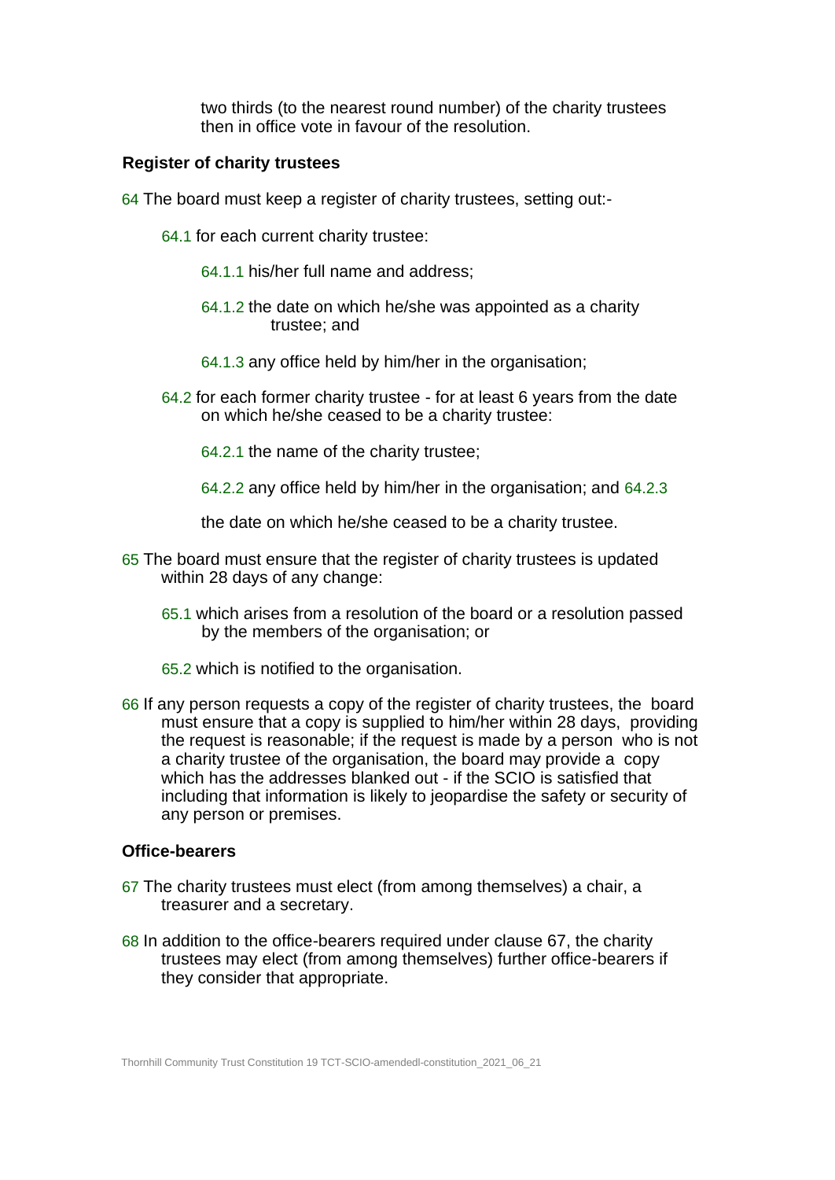two thirds (to the nearest round number) of the charity trustees then in office vote in favour of the resolution.

**Register of charity trustees**

64 The board must keep a register of charity trustees, setting out:-

64.1 for each current charity trustee:

64.1.1 his/her full name and address;

64.1.2 the date on which he/she was appointed as a charity trustee; and

64.1.3 any office held by him/her in the organisation;

64.2 for each former charity trustee - for at least 6 years from the date on which he/she ceased to be a charity trustee:

64.2.1 the name of the charity trustee;

64.2.2 any office held by him/her in the organisation; and 64.2.3

the date on which he/she ceased to be a charity trustee.

65 The board must ensure that the register of charity trustees is updated within 28 days of any change:

65.1 which arises from a resolution of the board or a resolution passed by the members of the organisation; or

65.2 which is notified to the organisation.

66 If any person requests a copy of the register of charity trustees, the board must ensure that a copy is supplied to him/her within 28 days, providing the request is reasonable; if the request is made by a person who is not a charity trustee of the organisation, the board may provide a copy which has the addresses blanked out - if the SCIO is satisfied that including that information is likely to jeopardise the safety or security of any person or premises.

**Office-bearers**

67 The charity trustees must elect (from among themselves) a chair, a treasurer and a secretary.

68 In addition to the office-bearers required under clause 67, the charity trustees may elect (from among themselves) further office-bearers if they consider that appropriate.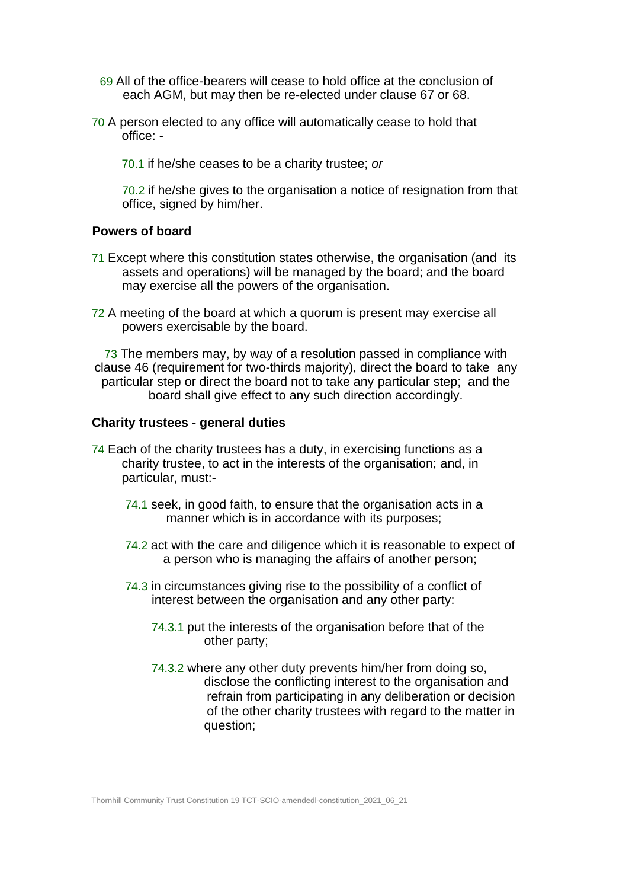69 All of the office-bearers will cease to hold office at the conclusion of each AGM, but may then be re-elected under clause 67 or 68.

70 A person elected to any office will automatically cease to hold that office: -

70.1 if he/she ceases to be a charity trustee; *or*

70.2 if he/she gives to the organisation a notice of resignation from that office, signed by him/her.

**Powers of board**

71 Except where this constitution states otherwise, the organisation (and its assets and operations) will be managed by the board; and the board may exercise all the powers of the organisation.

72 A meeting of the board at which a quorum is present may exercise all powers exercisable by the board.

73 The members may, by way of a resolution passed in compliance with clause 46 (requirement for two-thirds majority), direct the board to take any particular step or direct the board not to take any particular step; and the board shall give effect to any such direction accordingly.

**Charity trustees - general duties**

74 Each of the charity trustees has a duty, in exercising functions as a charity trustee, to act in the interests of the organisation; and, in particular, must:-

74.1 seek, in good faith, to ensure that the organisation acts in a manner which is in accordance with its purposes;

74.2 act with the care and diligence which it is reasonable to expect of a person who is managing the affairs of another person;

74.3 in circumstances giving rise to the possibility of a conflict of interest between the organisation and any other party:

74.3.1 put the interests of the organisation before that of the other party;

74.3.2 where any other duty prevents him/her from doing so, disclose the conflicting interest to the organisation and refrain from participating in any deliberation or decision of the other charity trustees with regard to the matter in question;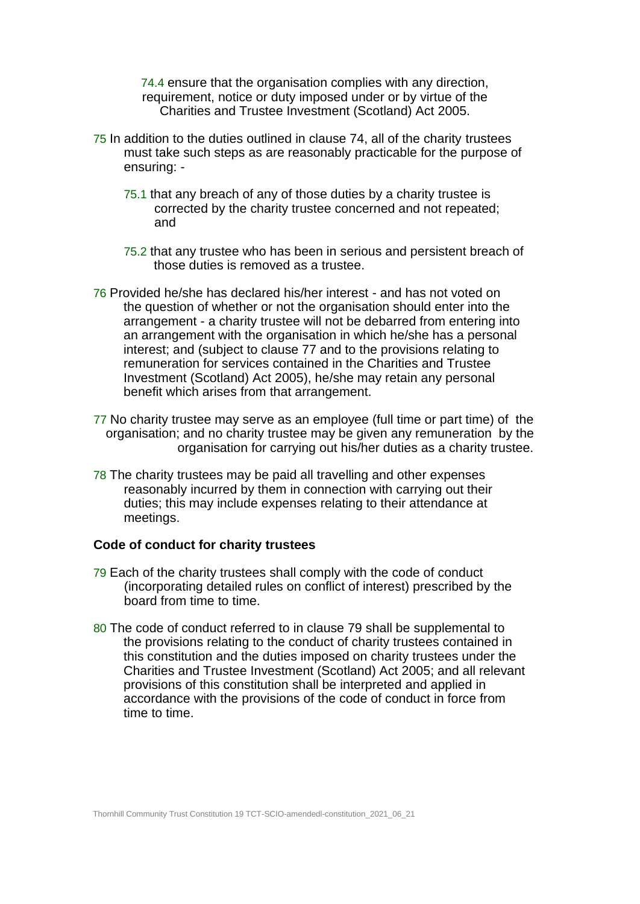74.4 ensure that the organisation complies with any direction, requirement, notice or duty imposed under or by virtue of the Charities and Trustee Investment (Scotland) Act 2005.

75 In addition to the duties outlined in clause 74, all of the charity trustees must take such steps as are reasonably practicable for the purpose of ensuring: -

75.1 that any breach of any of those duties by a charity trustee is corrected by the charity trustee concerned and not repeated; and

75.2 that any trustee who has been in serious and persistent breach of those duties is removed as a trustee.

76 Provided he/she has declared his/her interest - and has not voted on the question of whether or not the organisation should enter into the arrangement - a charity trustee will not be debarred from entering into an arrangement with the organisation in which he/she has a personal interest; and (subject to clause 77 and to the provisions relating to remuneration for services contained in the Charities and Trustee Investment (Scotland) Act 2005), he/she may retain any personal benefit which arises from that arrangement.

77 No charity trustee may serve as an employee (full time or part time) of the organisation; and no charity trustee may be given any remuneration by the organisation for carrying out his/her duties as a charity trustee.

78 The charity trustees may be paid all travelling and other expenses reasonably incurred by them in connection with carrying out their duties; this may include expenses relating to their attendance at meetings.

**Code of conduct for charity trustees**

79 Each of the charity trustees shall comply with the code of conduct (incorporating detailed rules on conflict of interest) prescribed by the board from time to time.

80 The code of conduct referred to in clause 79 shall be supplemental to the provisions relating to the conduct of charity trustees contained in this constitution and the duties imposed on charity trustees under the Charities and Trustee Investment (Scotland) Act 2005; and all relevant provisions of this constitution shall be interpreted and applied in accordance with the provisions of the code of conduct in force from time to time.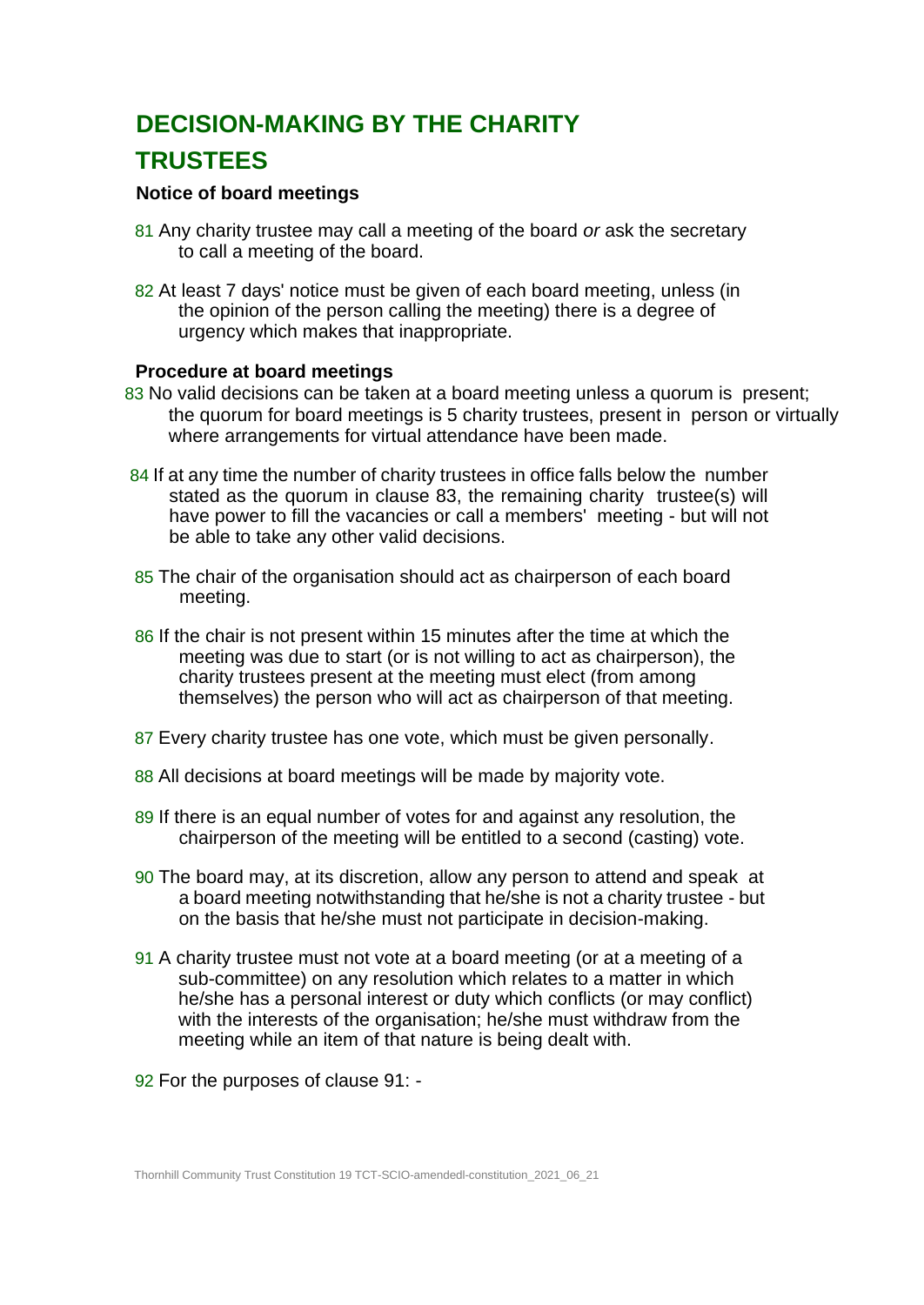# DECISION-MAKING BY THE CHARITY TRUSTEES

### Notice of board meetings

81 Any charity trustee may call a meeting of the board *or* ask the secretary to call a meeting of the board.

82 At least 7 days' notice must be given of each board meeting, unless (in the opinion of the person calling the meeting) there is a degree of urgency which makes that inappropriate.

### Procedure at board meetings

83 No valid decisions can be taken at a board meeting unless a quorum is present; the quorum for board meetings is 5 charity trustees, present in person or virtually where arrangements for virtual attendance have been made.

84 If at any time the number of charity trustees in office falls below the number stated as the quorum in clause 83, the remaining charity trustee(s) will have power to fill the vacancies or call a members' meeting - but will not be able to take any other valid decisions.

85 The chair of the organisation should act as chairperson of each board meeting.

86 If the chair is not present within 15 minutes after the time at which the meeting was due to start (or is not willing to act as chairperson), the charity trustees present at the meeting must elect (from among themselves) the person who will act as chairperson of that meeting.

87 Every charity trustee has one vote, which must be given personally.

88 All decisions at board meetings will be made by majority vote.

89 If there is an equal number of votes for and against any resolution, the chairperson of the meeting will be entitled to a second (casting) vote.

90 The board may, at its discretion, allow any person to attend and speak at a board meeting notwithstanding that he/she is not a charity trustee - but on the basis that he/she must not participate in decision-making.

91 A charity trustee must not vote at a board meeting (or at a meeting of a sub-committee) on any resolution which relates to a matter in which he/she has a personal interest or duty which conflicts (or may conflict) with the interests of the organisation; he/she must withdraw from the meeting while an item of that nature is being dealt with.

92 For the purposes of clause 91: -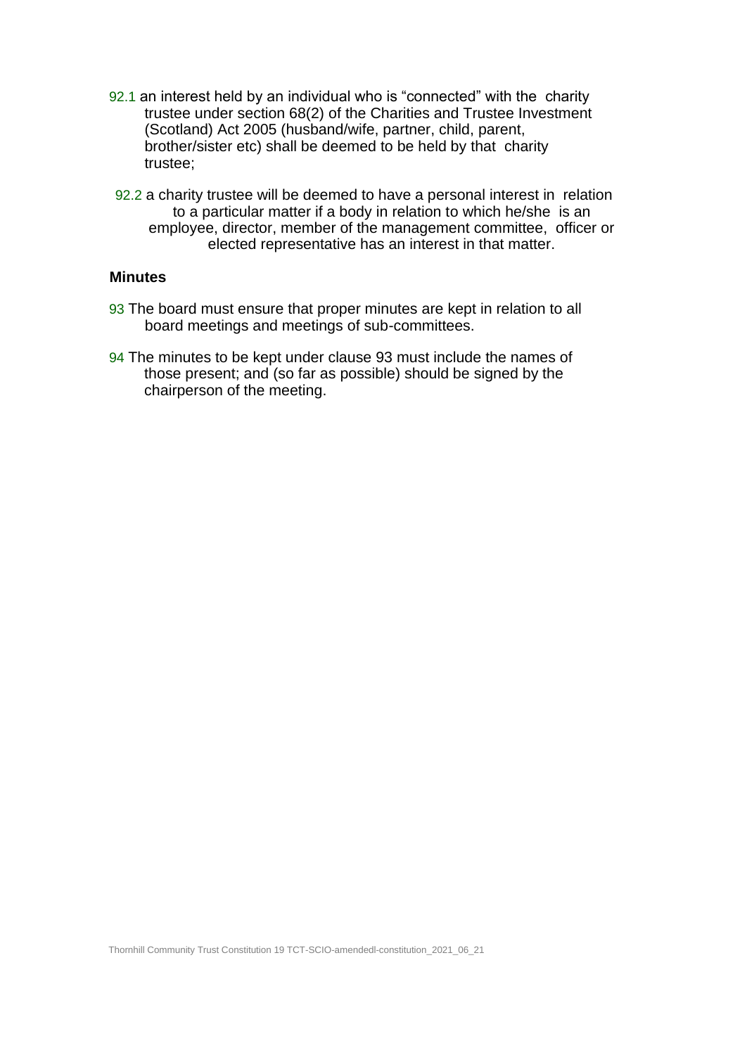92.1 an interest held by an individual who is "connected" with the charity trustee under section 68(2) of the Charities and Trustee Investment (Scotland) Act 2005 (husband/wife, partner, child, parent, brother/sister etc) shall be deemed to be held by that charity trustee;

92.2 a charity trustee will be deemed to have a personal interest in relation to a particular matter if a body in relation to which he/she is an employee, director, member of the management committee, officer or elected representative has an interest in that matter.

**Minutes**

93 The board must ensure that proper minutes are kept in relation to all board meetings and meetings of sub-committees.

94 The minutes to be kept under clause 93 must include the names of those present; and (so far as possible) should be signed by the chairperson of the meeting.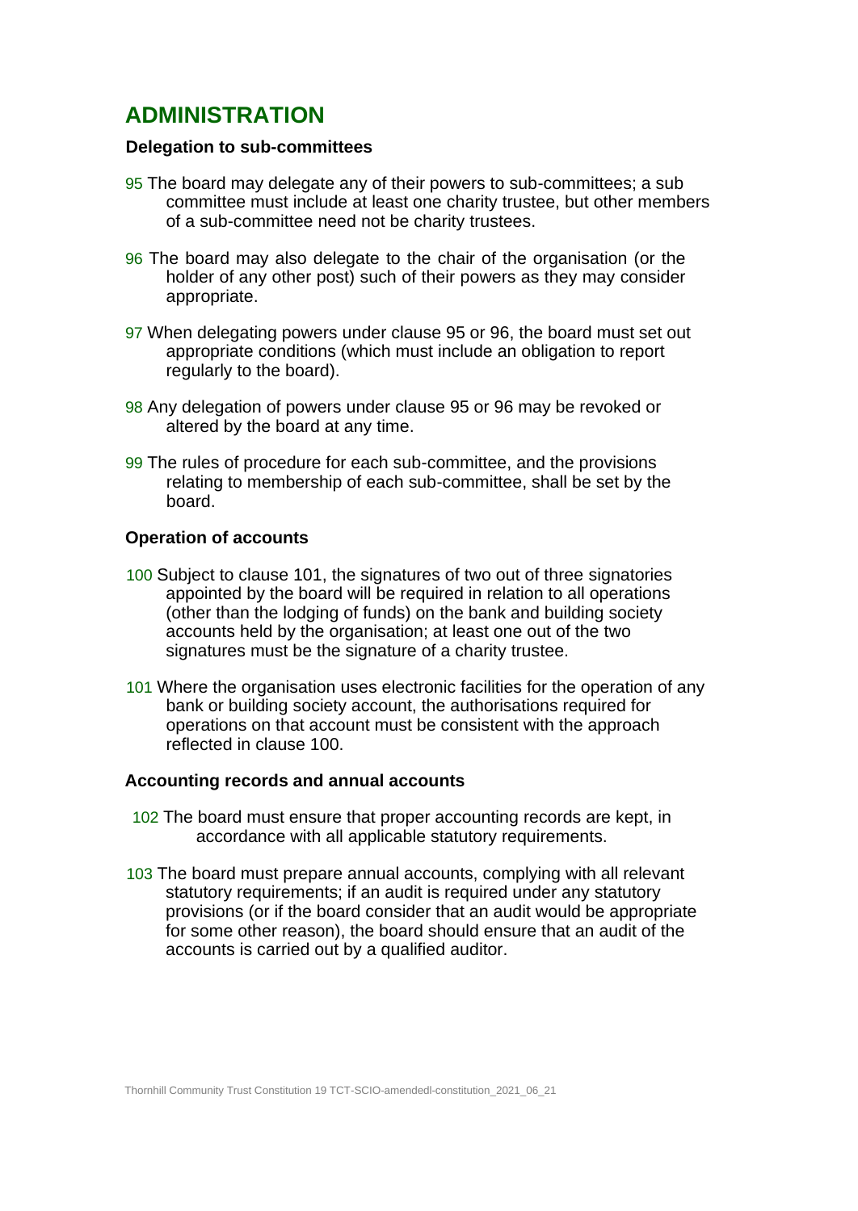## ADMINISTRATION

### Delegation to sub-committees

95 The board may delegate any of their powers to sub-committees; a sub committee must include at least one charity trustee, but other members of a sub-committee need not be charity trustees.

96 The board may also delegate to the chair of the organisation (or the holder of any other post) such of their powers as they may consider appropriate.

97 When delegating powers under clause 95 or 96, the board must set out appropriate conditions (which must include an obligation to report regularly to the board).

98 Any delegation of powers under clause 95 or 96 may be revoked or altered by the board at any time.

99 The rules of procedure for each sub-committee, and the provisions relating to membership of each sub-committee, shall be set by the board.

### Operation of accounts

100 Subject to clause 101, the signatures of two out of three signatories appointed by the board will be required in relation to all operations (other than the lodging of funds) on the bank and building society accounts held by the organisation; at least one out of the two signatures must be the signature of a charity trustee.

101 Where the organisation uses electronic facilities for the operation of any bank or building society account, the authorisations required for operations on that account must be consistent with the approach reflected in clause 100.

### Accounting records and annual accounts

102 The board must ensure that proper accounting records are kept, in accordance with all applicable statutory requirements.

103 The board must prepare annual accounts, complying with all relevant statutory requirements; if an audit is required under any statutory provisions (or if the board consider that an audit would be appropriate for some other reason), the board should ensure that an audit of the accounts is carried out by a qualified auditor.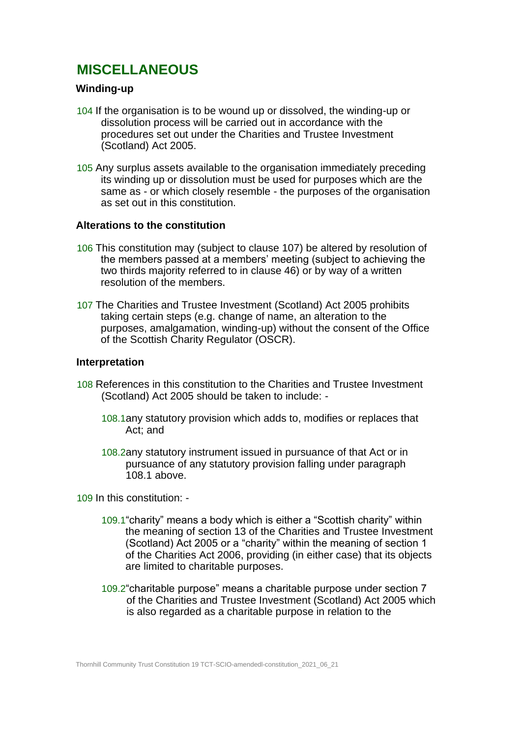# MISCELLANEOUS

### Winding-up

104 If the organisation is to be wound up or dissolved, the winding-up or dissolution process will be carried out in accordance with the procedures set out under the Charities and Trustee Investment (Scotland) Act 2005.

105 Any surplus assets available to the organisation immediately preceding its winding up or dissolution must be used for purposes which are the same as - or which closely resemble - the purposes of the organisation as set out in this constitution.

### Alterations to the constitution

106 This constitution may (subject to clause 107) be altered by resolution of the members passed at a members' meeting (subject to achieving the two thirds majority referred to in clause 46) or by way of a written resolution of the members.

107 The Charities and Trustee Investment (Scotland) Act 2005 prohibits taking certain steps (e.g. change of name, an alteration to the purposes, amalgamation, winding-up) without the consent of the Office of the Scottish Charity Regulator (OSCR).

### Interpretation

108 References in this constitution to the Charities and Trustee Investment (Scotland) Act 2005 should be taken to include: -

- 108.1 any statutory provision which adds to, modifies or replaces that Act; and
- 108.2 any statutory instrument issued in pursuance of that Act or in pursuance of any statutory provision falling under paragraph 108.1 above.

109 In this constitution: -

- 109.1 "charity" means a body which is either a "Scottish charity" within the meaning of section 13 of the Charities and Trustee Investment (Scotland) Act 2005 or a "charity" within the meaning of section 1 of the Charities Act 2006, providing (in either case) that its objects are limited to charitable purposes.
- 109.2 "charitable purpose" means a charitable purpose under section 7 of the Charities and Trustee Investment (Scotland) Act 2005 which is also regarded as a charitable purpose in relation to the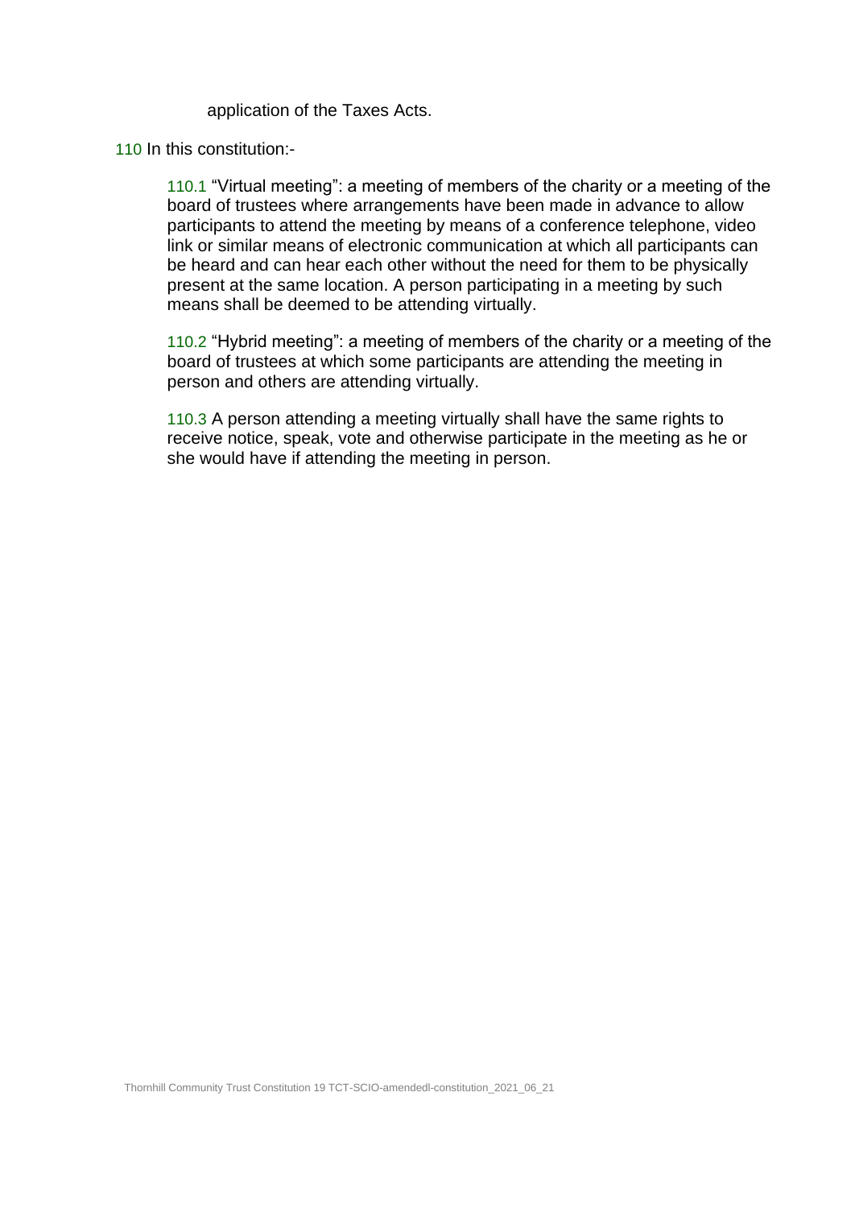application of the Taxes Acts.

110 In this constitution:-

110.1 "Virtual meeting": a meeting of members of the charity or a meeting of the board of trustees where arrangements have been made in advance to allow participants to attend the meeting by means of a conference telephone, video link or similar means of electronic communication at which all participants can be heard and can hear each other without the need for them to be physically present at the same location. A person participating in a meeting by such means shall be deemed to be attending virtually.

110.2 "Hybrid meeting": a meeting of members of the charity or a meeting of the board of trustees at which some participants are attending the meeting in person and others are attending virtually.

110.3 A person attending a meeting virtually shall have the same rights to receive notice, speak, vote and otherwise participate in the meeting as he or she would have if attending the meeting in person.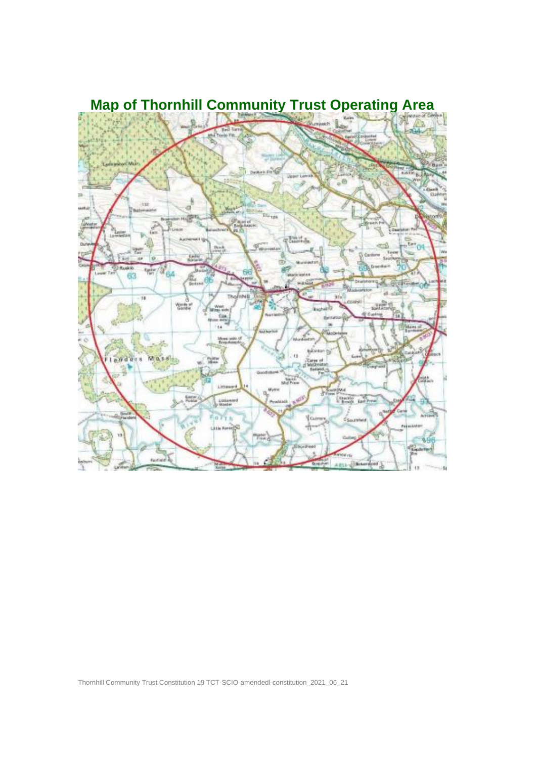# Map of Thornhill Community Trust Operating Area